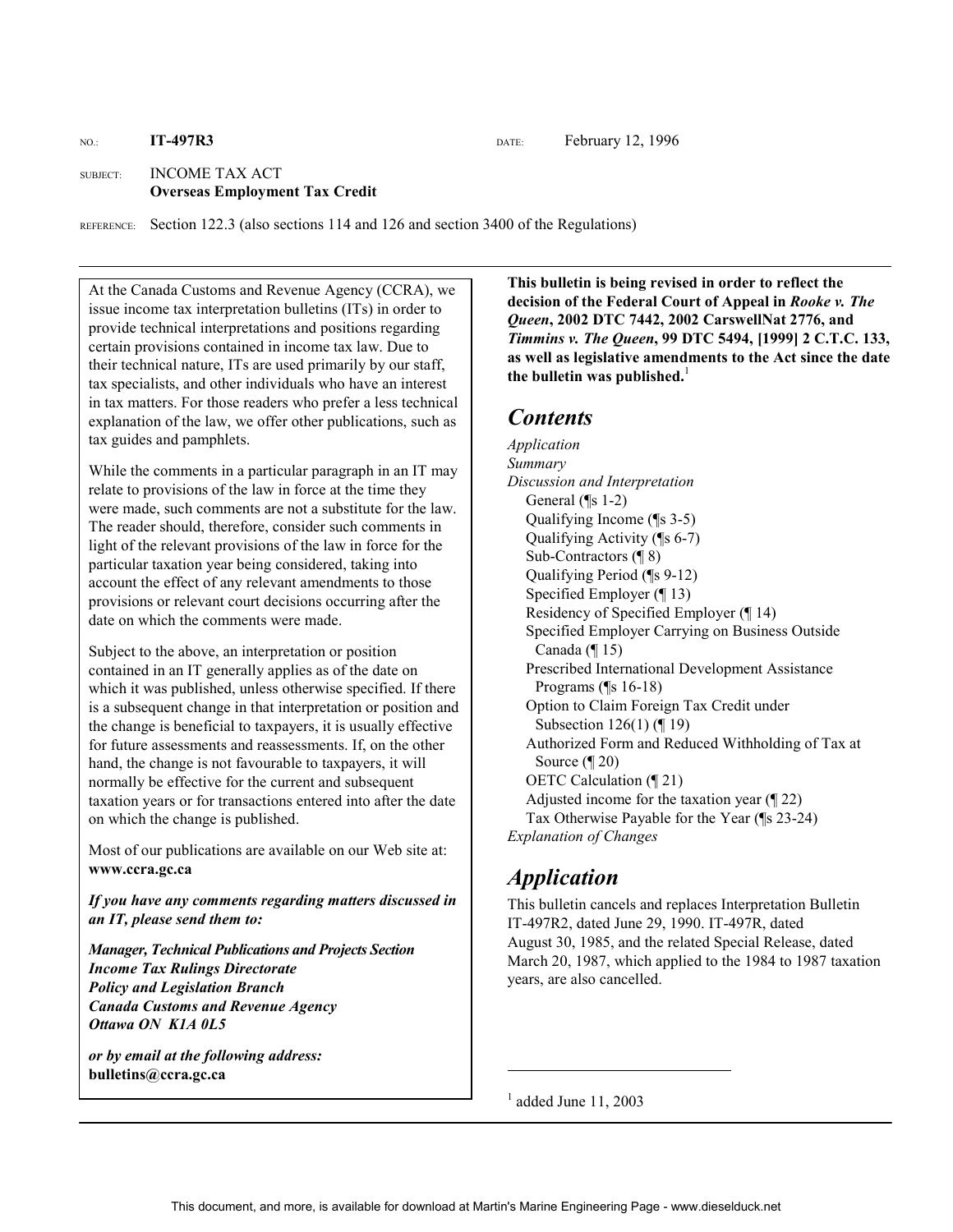NO.: **IT-497R3** DATE: February 12, 1996

SUBJECT: INCOME TAX ACT
**Overseas Employment Tax Credit**

REFERENCE: Section 122.3 (also sections 114 and 126 and section 3400 of the Regulations)

---

At the Canada Customs and Revenue Agency (CCRA), we issue income tax interpretation bulletins (ITs) in order to provide technical interpretations and positions regarding certain provisions contained in income tax law. Due to their technical nature, ITs are used primarily by our staff, tax specialists, and other individuals who have an interest in tax matters. For those readers who prefer a less technical explanation of the law, we offer other publications, such as tax guides and pamphlets.

While the comments in a particular paragraph in an IT may relate to provisions of the law in force at the time they were made, such comments are not a substitute for the law. The reader should, therefore, consider such comments in light of the relevant provisions of the law in force for the particular taxation year being considered, taking into account the effect of any relevant amendments to those provisions or relevant court decisions occurring after the date on which the comments were made.

Subject to the above, an interpretation or position contained in an IT generally applies as of the date on which it was published, unless otherwise specified. If there is a subsequent change in that interpretation or position and the change is beneficial to taxpayers, it is usually effective for future assessments and reassessments. If, on the other hand, the change is not favourable to taxpayers, it will normally be effective for the current and subsequent taxation years or for transactions entered into after the date on which the change is published.

Most of our publications are available on our Web site at: **www.ccra.gc.ca**

***If you have any comments regarding matters discussed in an IT, please send them to:***

***Manager, Technical Publications and Projects Section***
***Income Tax Rulings Directorate***
***Policy and Legislation Branch***
***Canada Customs and Revenue Agency***
***Ottawa ON K1A 0L5***

***or by email at the following address:***
**bulletins@ccra.gc.ca**

**This bulletin is being revised in order to reflect the decision of the Federal Court of Appeal in *Rooke v. The Queen*, 2002 DTC 7442, 2002 CarswellNat 2776, and *Timmins v. The Queen*, 99 DTC 5494, [1999] 2 C.T.C. 133, as well as legislative amendments to the Act since the date the bulletin was published.**[1]

## *Contents*

*Application*
*Summary*
*Discussion and Interpretation*
- General (¶s 1-2)
- Qualifying Income (¶s 3-5)
- Qualifying Activity (¶s 6-7)
- Sub-Contractors (¶ 8)
- Qualifying Period (¶s 9-12)
- Specified Employer (¶ 13)
- Residency of Specified Employer (¶ 14)
- Specified Employer Carrying on Business Outside Canada (¶ 15)
- Prescribed International Development Assistance Programs (¶s 16-18)
- Option to Claim Foreign Tax Credit under Subsection 126(1) (¶ 19)
- Authorized Form and Reduced Withholding of Tax at Source (¶ 20)
- OETC Calculation (¶ 21)
- Adjusted income for the taxation year (¶ 22)
- Tax Otherwise Payable for the Year (¶s 23-24)

*Explanation of Changes*

## *Application*

This bulletin cancels and replaces Interpretation Bulletin IT-497R2, dated June 29, 1990. IT-497R, dated August 30, 1985, and the related Special Release, dated March 20, 1987, which applied to the 1984 to 1987 taxation years, are also cancelled.

---

[1] added June 11, 2003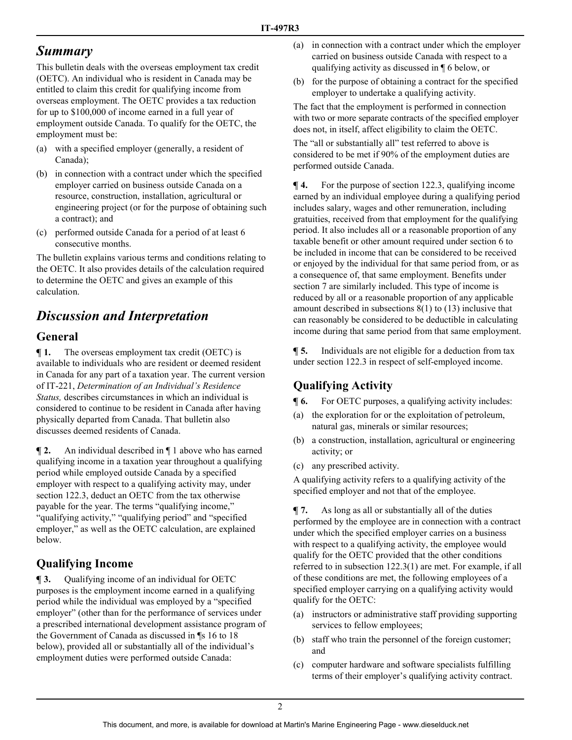# *Summary*

This bulletin deals with the overseas employment tax credit (OETC). An individual who is resident in Canada may be entitled to claim this credit for qualifying income from overseas employment. The OETC provides a tax reduction for up to $100,000 of income earned in a full year of employment outside Canada. To qualify for the OETC, the employment must be:

(a) with a specified employer (generally, a resident of Canada);

(b) in connection with a contract under which the specified employer carried on business outside Canada on a resource, construction, installation, agricultural or engineering project (or for the purpose of obtaining such a contract); and

(c) performed outside Canada for a period of at least 6 consecutive months.

The bulletin explains various terms and conditions relating to the OETC. It also provides details of the calculation required to determine the OETC and gives an example of this calculation.

# *Discussion and Interpretation*

## General

**¶ 1.** The overseas employment tax credit (OETC) is available to individuals who are resident or deemed resident in Canada for any part of a taxation year. The current version of IT-221, *Determination of an Individual's Residence Status,* describes circumstances in which an individual is considered to continue to be resident in Canada after having physically departed from Canada. That bulletin also discusses deemed residents of Canada.

**¶ 2.** An individual described in ¶ 1 above who has earned qualifying income in a taxation year throughout a qualifying period while employed outside Canada by a specified employer with respect to a qualifying activity may, under section 122.3, deduct an OETC from the tax otherwise payable for the year. The terms "qualifying income," "qualifying activity," "qualifying period" and "specified employer," as well as the OETC calculation, are explained below.

## Qualifying Income

**¶ 3.** Qualifying income of an individual for OETC purposes is the employment income earned in a qualifying period while the individual was employed by a "specified employer" (other than for the performance of services under a prescribed international development assistance program of the Government of Canada as discussed in ¶s 16 to 18 below), provided all or substantially all of the individual's employment duties were performed outside Canada:

(a) in connection with a contract under which the employer carried on business outside Canada with respect to a qualifying activity as discussed in ¶ 6 below, or

(b) for the purpose of obtaining a contract for the specified employer to undertake a qualifying activity.

The fact that the employment is performed in connection with two or more separate contracts of the specified employer does not, in itself, affect eligibility to claim the OETC.

The "all or substantially all" test referred to above is considered to be met if 90% of the employment duties are performed outside Canada.

**¶ 4.** For the purpose of section 122.3, qualifying income earned by an individual employee during a qualifying period includes salary, wages and other remuneration, including gratuities, received from that employment for the qualifying period. It also includes all or a reasonable proportion of any taxable benefit or other amount required under section 6 to be included in income that can be considered to be received or enjoyed by the individual for that same period from, or as a consequence of, that same employment. Benefits under section 7 are similarly included. This type of income is reduced by all or a reasonable proportion of any applicable amount described in subsections 8(1) to (13) inclusive that can reasonably be considered to be deductible in calculating income during that same period from that same employment.

**¶ 5.** Individuals are not eligible for a deduction from tax under section 122.3 in respect of self-employed income.

## Qualifying Activity

**¶ 6.** For OETC purposes, a qualifying activity includes:

(a) the exploration for or the exploitation of petroleum, natural gas, minerals or similar resources;

(b) a construction, installation, agricultural or engineering activity; or

(c) any prescribed activity.

A qualifying activity refers to a qualifying activity of the specified employer and not that of the employee.

**¶ 7.** As long as all or substantially all of the duties performed by the employee are in connection with a contract under which the specified employer carries on a business with respect to a qualifying activity, the employee would qualify for the OETC provided that the other conditions referred to in subsection 122.3(1) are met. For example, if all of these conditions are met, the following employees of a specified employer carrying on a qualifying activity would qualify for the OETC:

(a) instructors or administrative staff providing supporting services to fellow employees;

(b) staff who train the personnel of the foreign customer; and

(c) computer hardware and software specialists fulfilling terms of their employer's qualifying activity contract.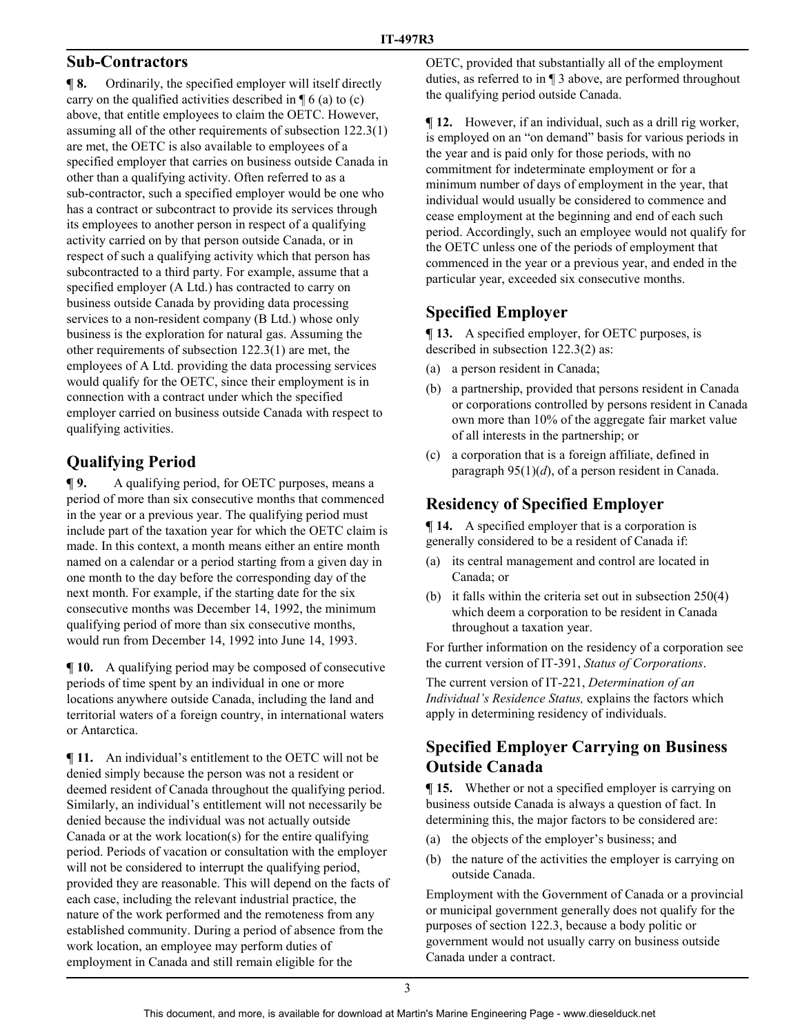## Sub-Contractors

**¶ 8.** Ordinarily, the specified employer will itself directly carry on the qualified activities described in ¶ 6 (a) to (c) above, that entitle employees to claim the OETC. However, assuming all of the other requirements of subsection 122.3(1) are met, the OETC is also available to employees of a specified employer that carries on business outside Canada in other than a qualifying activity. Often referred to as a sub-contractor, such a specified employer would be one who has a contract or subcontract to provide its services through its employees to another person in respect of a qualifying activity carried on by that person outside Canada, or in respect of such a qualifying activity which that person has subcontracted to a third party. For example, assume that a specified employer (A Ltd.) has contracted to carry on business outside Canada by providing data processing services to a non-resident company (B Ltd.) whose only business is the exploration for natural gas. Assuming the other requirements of subsection 122.3(1) are met, the employees of A Ltd. providing the data processing services would qualify for the OETC, since their employment is in connection with a contract under which the specified employer carried on business outside Canada with respect to qualifying activities.

## Qualifying Period

**¶ 9.** A qualifying period, for OETC purposes, means a period of more than six consecutive months that commenced in the year or a previous year. The qualifying period must include part of the taxation year for which the OETC claim is made. In this context, a month means either an entire month named on a calendar or a period starting from a given day in one month to the day before the corresponding day of the next month. For example, if the starting date for the six consecutive months was December 14, 1992, the minimum qualifying period of more than six consecutive months, would run from December 14, 1992 into June 14, 1993.

**¶ 10.** A qualifying period may be composed of consecutive periods of time spent by an individual in one or more locations anywhere outside Canada, including the land and territorial waters of a foreign country, in international waters or Antarctica.

**¶ 11.** An individual's entitlement to the OETC will not be denied simply because the person was not a resident or deemed resident of Canada throughout the qualifying period. Similarly, an individual's entitlement will not necessarily be denied because the individual was not actually outside Canada or at the work location(s) for the entire qualifying period. Periods of vacation or consultation with the employer will not be considered to interrupt the qualifying period, provided they are reasonable. This will depend on the facts of each case, including the relevant industrial practice, the nature of the work performed and the remoteness from any established community. During a period of absence from the work location, an employee may perform duties of employment in Canada and still remain eligible for the OETC, provided that substantially all of the employment duties, as referred to in ¶ 3 above, are performed throughout the qualifying period outside Canada.

**¶ 12.** However, if an individual, such as a drill rig worker, is employed on an "on demand" basis for various periods in the year and is paid only for those periods, with no commitment for indeterminate employment or for a minimum number of days of employment in the year, that individual would usually be considered to commence and cease employment at the beginning and end of each such period. Accordingly, such an employee would not qualify for the OETC unless one of the periods of employment that commenced in the year or a previous year, and ended in the particular year, exceeded six consecutive months.

## Specified Employer

**¶ 13.** A specified employer, for OETC purposes, is described in subsection 122.3(2) as:

(a) a person resident in Canada;

(b) a partnership, provided that persons resident in Canada or corporations controlled by persons resident in Canada own more than 10% of the aggregate fair market value of all interests in the partnership; or

(c) a corporation that is a foreign affiliate, defined in paragraph 95(1)(*d*), of a person resident in Canada.

## Residency of Specified Employer

**¶ 14.** A specified employer that is a corporation is generally considered to be a resident of Canada if:

(a) its central management and control are located in Canada; or

(b) it falls within the criteria set out in subsection 250(4) which deem a corporation to be resident in Canada throughout a taxation year.

For further information on the residency of a corporation see the current version of IT-391, *Status of Corporations*.

The current version of IT-221, *Determination of an Individual's Residence Status,* explains the factors which apply in determining residency of individuals.

## Specified Employer Carrying on Business Outside Canada

**¶ 15.** Whether or not a specified employer is carrying on business outside Canada is always a question of fact. In determining this, the major factors to be considered are:

(a) the objects of the employer's business; and

(b) the nature of the activities the employer is carrying on outside Canada.

Employment with the Government of Canada or a provincial or municipal government generally does not qualify for the purposes of section 122.3, because a body politic or government would not usually carry on business outside Canada under a contract.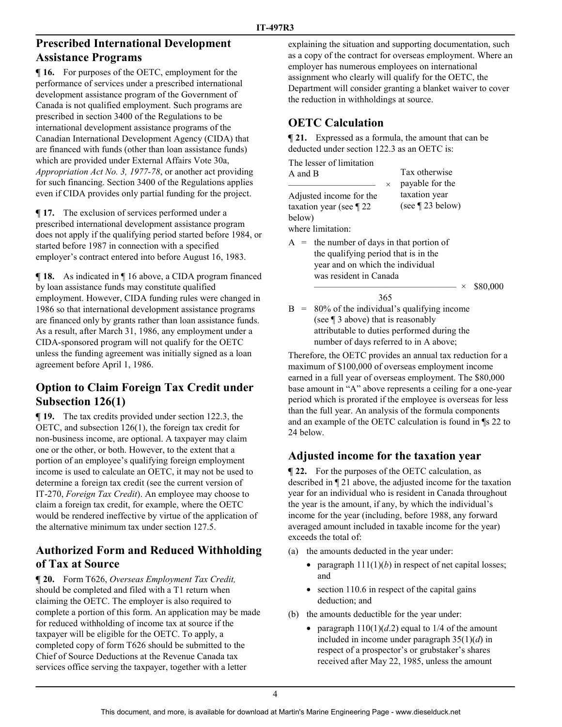## Prescribed International Development Assistance Programs

**¶ 16.** For purposes of the OETC, employment for the performance of services under a prescribed international development assistance program of the Government of Canada is not qualified employment. Such programs are prescribed in section 3400 of the Regulations to be international development assistance programs of the Canadian International Development Agency (CIDA) that are financed with funds (other than loan assistance funds) which are provided under External Affairs Vote 30a, *Appropriation Act No. 3, 1977-78*, or another act providing for such financing. Section 3400 of the Regulations applies even if CIDA provides only partial funding for the project.

**¶ 17.** The exclusion of services performed under a prescribed international development assistance program does not apply if the qualifying period started before 1984, or started before 1987 in connection with a specified employer's contract entered into before August 16, 1983.

**¶ 18.** As indicated in ¶ 16 above, a CIDA program financed by loan assistance funds may constitute qualified employment. However, CIDA funding rules were changed in 1986 so that international development assistance programs are financed only by grants rather than loan assistance funds. As a result, after March 31, 1986, any employment under a CIDA-sponsored program will not qualify for the OETC unless the funding agreement was initially signed as a loan agreement before April 1, 1986.

## Option to Claim Foreign Tax Credit under Subsection 126(1)

**¶ 19.** The tax credits provided under section 122.3, the OETC, and subsection 126(1), the foreign tax credit for non-business income, are optional. A taxpayer may claim one or the other, or both. However, to the extent that a portion of an employee's qualifying foreign employment income is used to calculate an OETC, it may not be used to determine a foreign tax credit (see the current version of IT-270, *Foreign Tax Credit*). An employee may choose to claim a foreign tax credit, for example, where the OETC would be rendered ineffective by virtue of the application of the alternative minimum tax under section 127.5.

## Authorized Form and Reduced Withholding of Tax at Source

**¶ 20.** Form T626, *Overseas Employment Tax Credit,* should be completed and filed with a T1 return when claiming the OETC. The employer is also required to complete a portion of this form. An application may be made for reduced withholding of income tax at source if the taxpayer will be eligible for the OETC. To apply, a completed copy of form T626 should be submitted to the Chief of Source Deductions at the Revenue Canada tax services office serving the taxpayer, together with a letter explaining the situation and supporting documentation, such as a copy of the contract for overseas employment. Where an employer has numerous employees on international assignment who clearly will qualify for the OETC, the Department will consider granting a blanket waiver to cover the reduction in withholdings at source.

## OETC Calculation

**¶ 21.** Expressed as a formula, the amount that can be deducted under section 122.3 as an OETC is:

$$\frac{\text{The lesser of limitation A and B}}{\text{Adjusted income for the taxation year (see ¶ 22 below)}} \times \text{Tax otherwise payable for the taxation year (see ¶ 23 below)}$$

where limitation:

A = $\dfrac{\text{the number of days in that portion of the qualifying period that is in the year and on which the individual was resident in Canada}}{365} \times \$80{,}000$

B = 80% of the individual's qualifying income (see ¶ 3 above) that is reasonably attributable to duties performed during the number of days referred to in A above;

Therefore, the OETC provides an annual tax reduction for a maximum of $100,000 of overseas employment income earned in a full year of overseas employment. The $80,000 base amount in "A" above represents a ceiling for a one-year period which is prorated if the employee is overseas for less than the full year. An analysis of the formula components and an example of the OETC calculation is found in ¶s 22 to 24 below.

## Adjusted income for the taxation year

**¶ 22.** For the purposes of the OETC calculation, as described in ¶ 21 above, the adjusted income for the taxation year for an individual who is resident in Canada throughout the year is the amount, if any, by which the individual's income for the year (including, before 1988, any forward averaged amount included in taxable income for the year) exceeds the total of:

(a) the amounts deducted in the year under:
- paragraph 111(1)(*b*) in respect of net capital losses; and
- section 110.6 in respect of the capital gains deduction; and

(b) the amounts deductible for the year under:
- paragraph 110(1)(*d*.2) equal to 1/4 of the amount included in income under paragraph 35(1)(*d*) in respect of a prospector's or grubstaker's shares received after May 22, 1985, unless the amount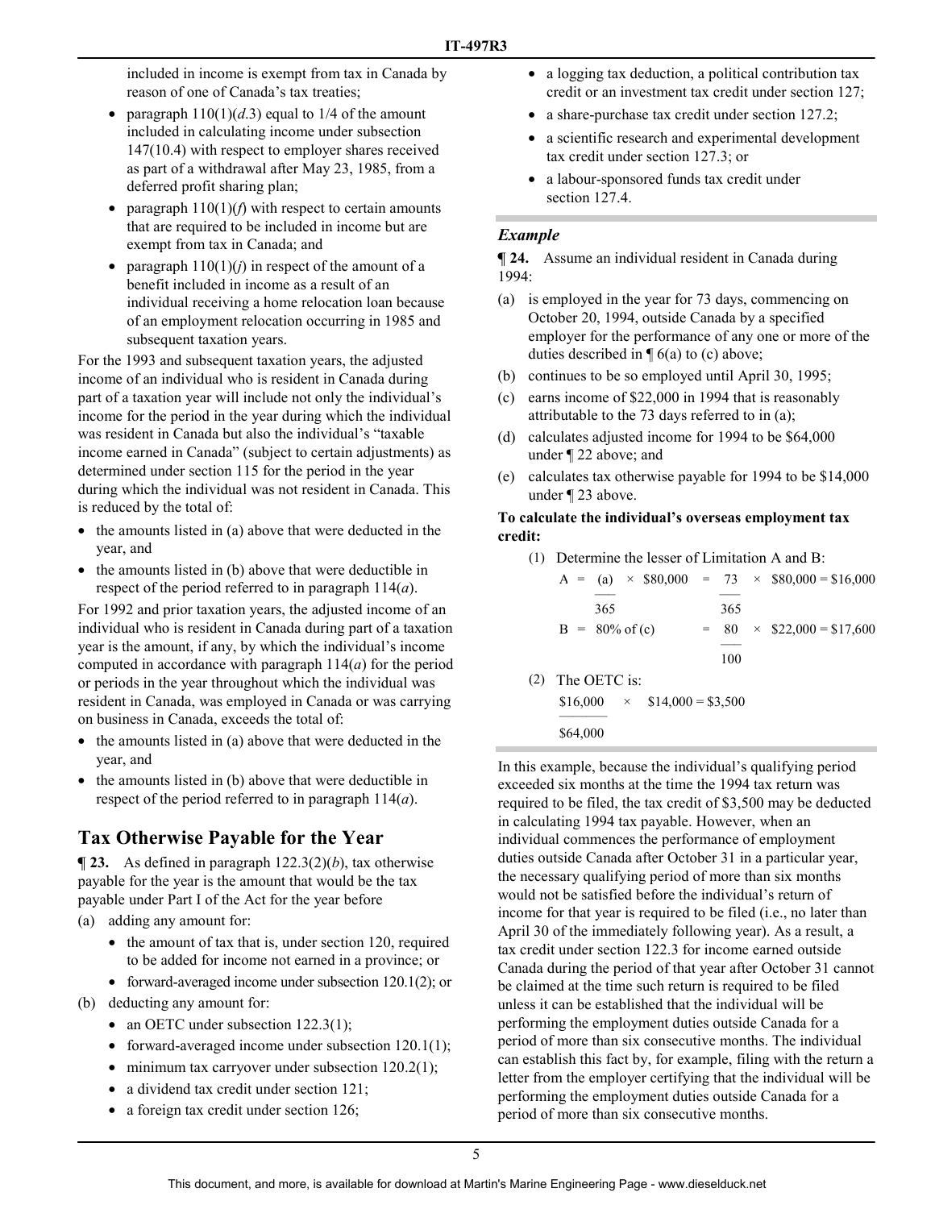included in income is exempt from tax in Canada by reason of one of Canada's tax treaties;

- paragraph 110(1)(*d*.3) equal to 1/4 of the amount included in calculating income under subsection 147(10.4) with respect to employer shares received as part of a withdrawal after May 23, 1985, from a deferred profit sharing plan;
- paragraph 110(1)(*f*) with respect to certain amounts that are required to be included in income but are exempt from tax in Canada; and
- paragraph 110(1)(*j*) in respect of the amount of a benefit included in income as a result of an individual receiving a home relocation loan because of an employment relocation occurring in 1985 and subsequent taxation years.

For the 1993 and subsequent taxation years, the adjusted income of an individual who is resident in Canada during part of a taxation year will include not only the individual's income for the period in the year during which the individual was resident in Canada but also the individual's "taxable income earned in Canada" (subject to certain adjustments) as determined under section 115 for the period in the year during which the individual was not resident in Canada. This is reduced by the total of:

- the amounts listed in (a) above that were deducted in the year, and
- the amounts listed in (b) above that were deductible in respect of the period referred to in paragraph 114(*a*).

For 1992 and prior taxation years, the adjusted income of an individual who is resident in Canada during part of a taxation year is the amount, if any, by which the individual's income computed in accordance with paragraph 114(*a*) for the period or periods in the year throughout which the individual was resident in Canada, was employed in Canada or was carrying on business in Canada, exceeds the total of:

- the amounts listed in (a) above that were deducted in the year, and
- the amounts listed in (b) above that were deductible in respect of the period referred to in paragraph 114(*a*).

## Tax Otherwise Payable for the Year

**¶ 23.** As defined in paragraph 122.3(2)(*b*), tax otherwise payable for the year is the amount that would be the tax payable under Part I of the Act for the year before

(a) adding any amount for:
- the amount of tax that is, under section 120, required to be added for income not earned in a province; or
- forward-averaged income under subsection 120.1(2); or

(b) deducting any amount for:
- an OETC under subsection 122.3(1);
- forward-averaged income under subsection 120.1(1);
- minimum tax carryover under subsection 120.2(1);
- a dividend tax credit under section 121;
- a foreign tax credit under section 126;
- a logging tax deduction, a political contribution tax credit or an investment tax credit under section 127;
- a share-purchase tax credit under section 127.2;
- a scientific research and experimental development tax credit under section 127.3; or
- a labour-sponsored funds tax credit under section 127.4.

### *Example*

**¶ 24.** Assume an individual resident in Canada during 1994:

(a) is employed in the year for 73 days, commencing on October 20, 1994, outside Canada by a specified employer for the performance of any one or more of the duties described in ¶ 6(a) to (c) above;

(b) continues to be so employed until April 30, 1995;

(c) earns income of $22,000 in 1994 that is reasonably attributable to the 73 days referred to in (a);

(d) calculates adjusted income for 1994 to be $64,000 under ¶ 22 above; and

(e) calculates tax otherwise payable for 1994 to be $14,000 under ¶ 23 above.

**To calculate the individual's overseas employment tax credit:**

(1) Determine the lesser of Limitation A and B:

$$A = \frac{(a)}{365} \times \$80{,}000 = \frac{73}{365} \times \$80{,}000 = \$16{,}000$$

$$B = 80\% \text{ of } (c) = \frac{80}{100} \times \$22{,}000 = \$17{,}600$$

(2) The OETC is:

$$\frac{\$16{,}000}{\$64{,}000} \times \$14{,}000 = \$3{,}500$$

In this example, because the individual's qualifying period exceeded six months at the time the 1994 tax return was required to be filed, the tax credit of $3,500 may be deducted in calculating 1994 tax payable. However, when an individual commences the performance of employment duties outside Canada after October 31 in a particular year, the necessary qualifying period of more than six months would not be satisfied before the individual's return of income for that year is required to be filed (i.e., no later than April 30 of the immediately following year). As a result, a tax credit under section 122.3 for income earned outside Canada during the period of that year after October 31 cannot be claimed at the time such return is required to be filed unless it can be established that the individual will be performing the employment duties outside Canada for a period of more than six consecutive months. The individual can establish this fact by, for example, filing with the return a letter from the employer certifying that the individual will be performing the employment duties outside Canada for a period of more than six consecutive months.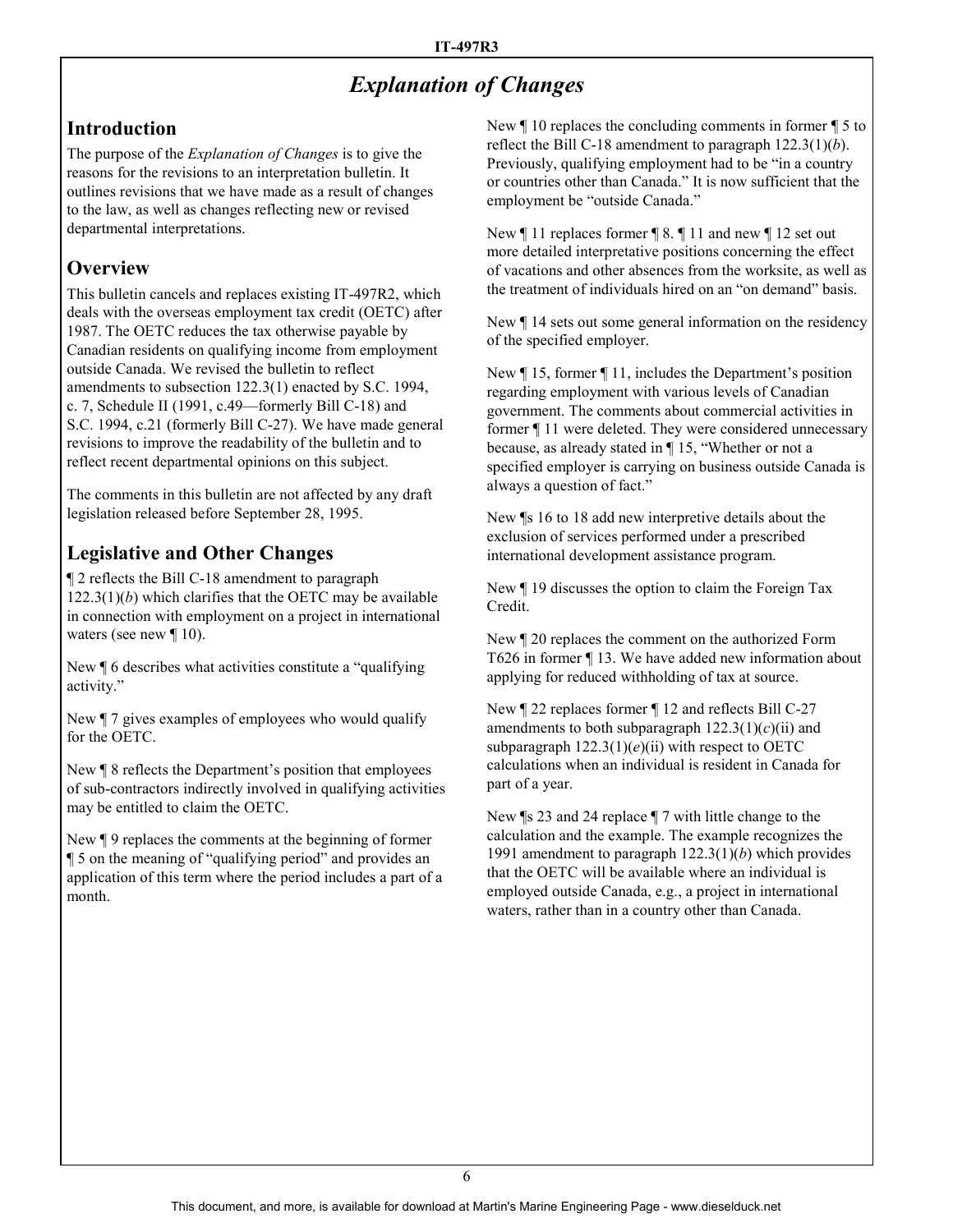# *Explanation of Changes*

## Introduction

The purpose of the *Explanation of Changes* is to give the reasons for the revisions to an interpretation bulletin. It outlines revisions that we have made as a result of changes to the law, as well as changes reflecting new or revised departmental interpretations.

## Overview

This bulletin cancels and replaces existing IT-497R2, which deals with the overseas employment tax credit (OETC) after 1987. The OETC reduces the tax otherwise payable by Canadian residents on qualifying income from employment outside Canada. We revised the bulletin to reflect amendments to subsection 122.3(1) enacted by S.C. 1994, c. 7, Schedule II (1991, c.49—formerly Bill C-18) and S.C. 1994, c.21 (formerly Bill C-27). We have made general revisions to improve the readability of the bulletin and to reflect recent departmental opinions on this subject.

The comments in this bulletin are not affected by any draft legislation released before September 28, 1995.

## Legislative and Other Changes

¶ 2 reflects the Bill C-18 amendment to paragraph 122.3(1)(*b*) which clarifies that the OETC may be available in connection with employment on a project in international waters (see new ¶ 10).

New ¶ 6 describes what activities constitute a "qualifying activity."

New ¶ 7 gives examples of employees who would qualify for the OETC.

New ¶ 8 reflects the Department's position that employees of sub-contractors indirectly involved in qualifying activities may be entitled to claim the OETC.

New ¶ 9 replaces the comments at the beginning of former ¶ 5 on the meaning of "qualifying period" and provides an application of this term where the period includes a part of a month.

New ¶ 10 replaces the concluding comments in former ¶ 5 to reflect the Bill C-18 amendment to paragraph 122.3(1)(*b*). Previously, qualifying employment had to be "in a country or countries other than Canada." It is now sufficient that the employment be "outside Canada."

New ¶ 11 replaces former ¶ 8. ¶ 11 and new ¶ 12 set out more detailed interpretative positions concerning the effect of vacations and other absences from the worksite, as well as the treatment of individuals hired on an "on demand" basis.

New ¶ 14 sets out some general information on the residency of the specified employer.

New ¶ 15, former ¶ 11, includes the Department's position regarding employment with various levels of Canadian government. The comments about commercial activities in former ¶ 11 were deleted. They were considered unnecessary because, as already stated in ¶ 15, "Whether or not a specified employer is carrying on business outside Canada is always a question of fact."

New ¶s 16 to 18 add new interpretive details about the exclusion of services performed under a prescribed international development assistance program.

New ¶ 19 discusses the option to claim the Foreign Tax Credit.

New ¶ 20 replaces the comment on the authorized Form T626 in former ¶ 13. We have added new information about applying for reduced withholding of tax at source.

New ¶ 22 replaces former ¶ 12 and reflects Bill C-27 amendments to both subparagraph 122.3(1)(*c*)(ii) and subparagraph 122.3(1)(*e*)(ii) with respect to OETC calculations when an individual is resident in Canada for part of a year.

New ¶s 23 and 24 replace ¶ 7 with little change to the calculation and the example. The example recognizes the 1991 amendment to paragraph 122.3(1)(*b*) which provides that the OETC will be available where an individual is employed outside Canada, e.g., a project in international waters, rather than in a country other than Canada.